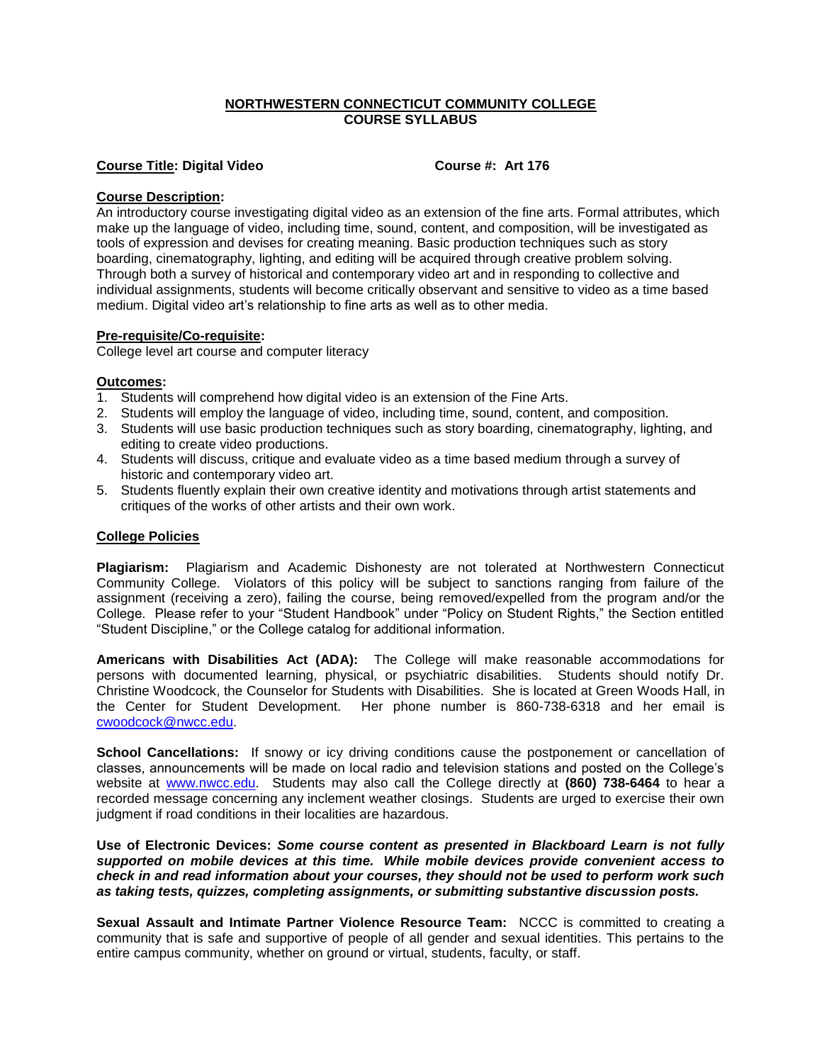# NORTHWESTERN CONNECTICUT COMMUNITY COLLEGE
## COURSE SYLLABUS

**Course Title: Digital Video** **Course #: Art 176**

**Course Description:**
An introductory course investigating digital video as an extension of the fine arts. Formal attributes, which make up the language of video, including time, sound, content, and composition, will be investigated as tools of expression and devises for creating meaning. Basic production techniques such as story boarding, cinematography, lighting, and editing will be acquired through creative problem solving. Through both a survey of historical and contemporary video art and in responding to collective and individual assignments, students will become critically observant and sensitive to video as a time based medium. Digital video art's relationship to fine arts as well as to other media.

**Pre-requisite/Co-requisite:**
College level art course and computer literacy

**Outcomes:**
1. Students will comprehend how digital video is an extension of the Fine Arts.
2. Students will employ the language of video, including time, sound, content, and composition.
3. Students will use basic production techniques such as story boarding, cinematography, lighting, and editing to create video productions.
4. Students will discuss, critique and evaluate video as a time based medium through a survey of historic and contemporary video art.
5. Students fluently explain their own creative identity and motivations through artist statements and critiques of the works of other artists and their own work.

**College Policies**

**Plagiarism:** Plagiarism and Academic Dishonesty are not tolerated at Northwestern Connecticut Community College. Violators of this policy will be subject to sanctions ranging from failure of the assignment (receiving a zero), failing the course, being removed/expelled from the program and/or the College. Please refer to your "Student Handbook" under "Policy on Student Rights," the Section entitled "Student Discipline," or the College catalog for additional information.

**Americans with Disabilities Act (ADA):** The College will make reasonable accommodations for persons with documented learning, physical, or psychiatric disabilities. Students should notify Dr. Christine Woodcock, the Counselor for Students with Disabilities. She is located at Green Woods Hall, in the Center for Student Development. Her phone number is 860-738-6318 and her email is cwoodcock@nwcc.edu.

**School Cancellations:** If snowy or icy driving conditions cause the postponement or cancellation of classes, announcements will be made on local radio and television stations and posted on the College's website at www.nwcc.edu. Students may also call the College directly at **(860) 738-6464** to hear a recorded message concerning any inclement weather closings. Students are urged to exercise their own judgment if road conditions in their localities are hazardous.

**Use of Electronic Devices:** ***Some course content as presented in Blackboard Learn is not fully supported on mobile devices at this time. While mobile devices provide convenient access to check in and read information about your courses, they should not be used to perform work such as taking tests, quizzes, completing assignments, or submitting substantive discussion posts.***

**Sexual Assault and Intimate Partner Violence Resource Team:** NCCC is committed to creating a community that is safe and supportive of people of all gender and sexual identities. This pertains to the entire campus community, whether on ground or virtual, students, faculty, or staff.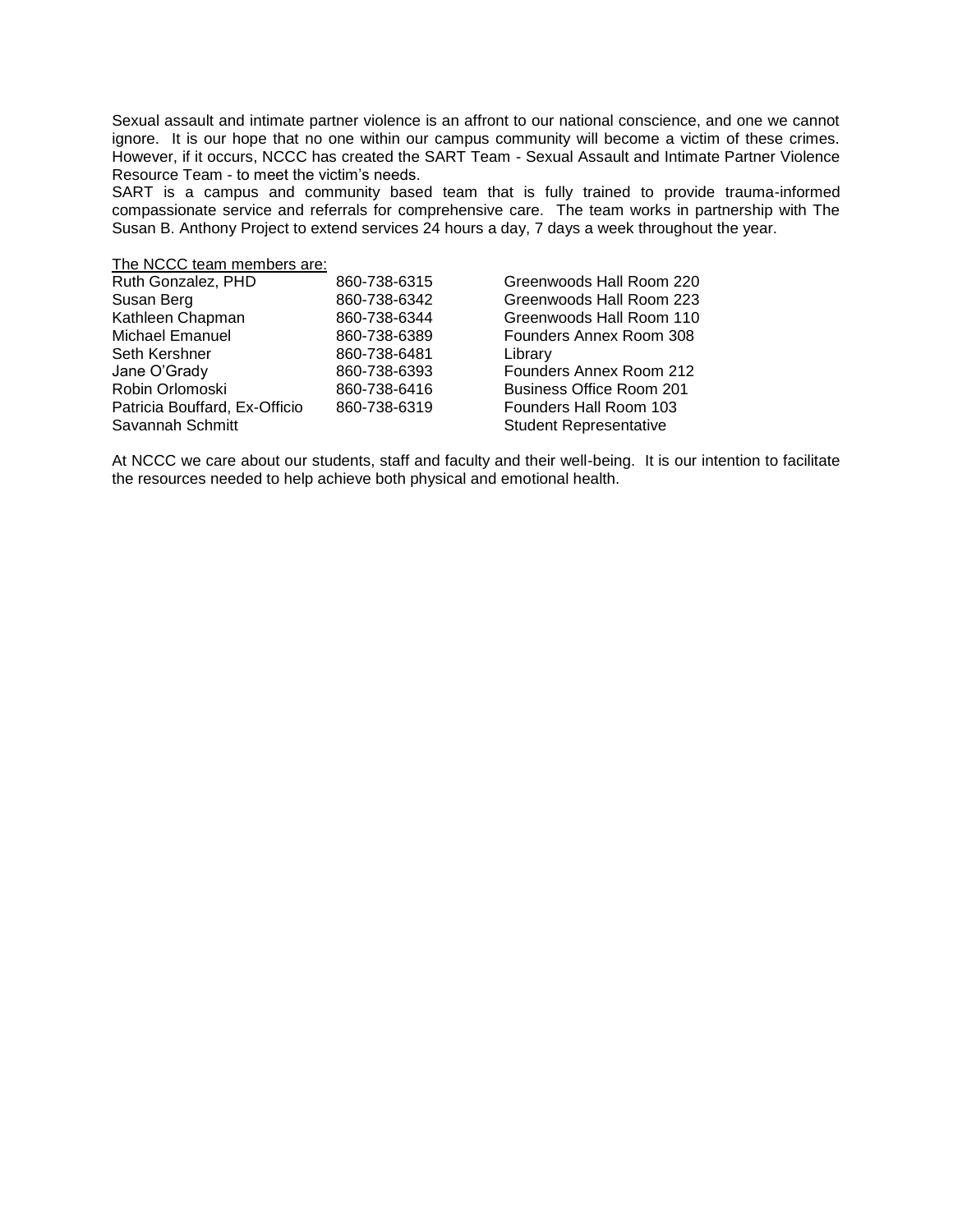Sexual assault and intimate partner violence is an affront to our national conscience, and one we cannot ignore. It is our hope that no one within our campus community will become a victim of these crimes. However, if it occurs, NCCC has created the SART Team - Sexual Assault and Intimate Partner Violence Resource Team - to meet the victim's needs.

SART is a campus and community based team that is fully trained to provide trauma-informed compassionate service and referrals for comprehensive care. The team works in partnership with The Susan B. Anthony Project to extend services 24 hours a day, 7 days a week throughout the year.

<u>The NCCC team members are:</u>

| | | |
|---|---|---|
| Ruth Gonzalez, PHD | 860-738-6315 | Greenwoods Hall Room 220 |
| Susan Berg | 860-738-6342 | Greenwoods Hall Room 223 |
| Kathleen Chapman | 860-738-6344 | Greenwoods Hall Room 110 |
| Michael Emanuel | 860-738-6389 | Founders Annex Room 308 |
| Seth Kershner | 860-738-6481 | Library |
| Jane O'Grady | 860-738-6393 | Founders Annex Room 212 |
| Robin Orlomoski | 860-738-6416 | Business Office Room 201 |
| Patricia Bouffard, Ex-Officio | 860-738-6319 | Founders Hall Room 103 |
| Savannah Schmitt | | Student Representative |

At NCCC we care about our students, staff and faculty and their well-being. It is our intention to facilitate the resources needed to help achieve both physical and emotional health.